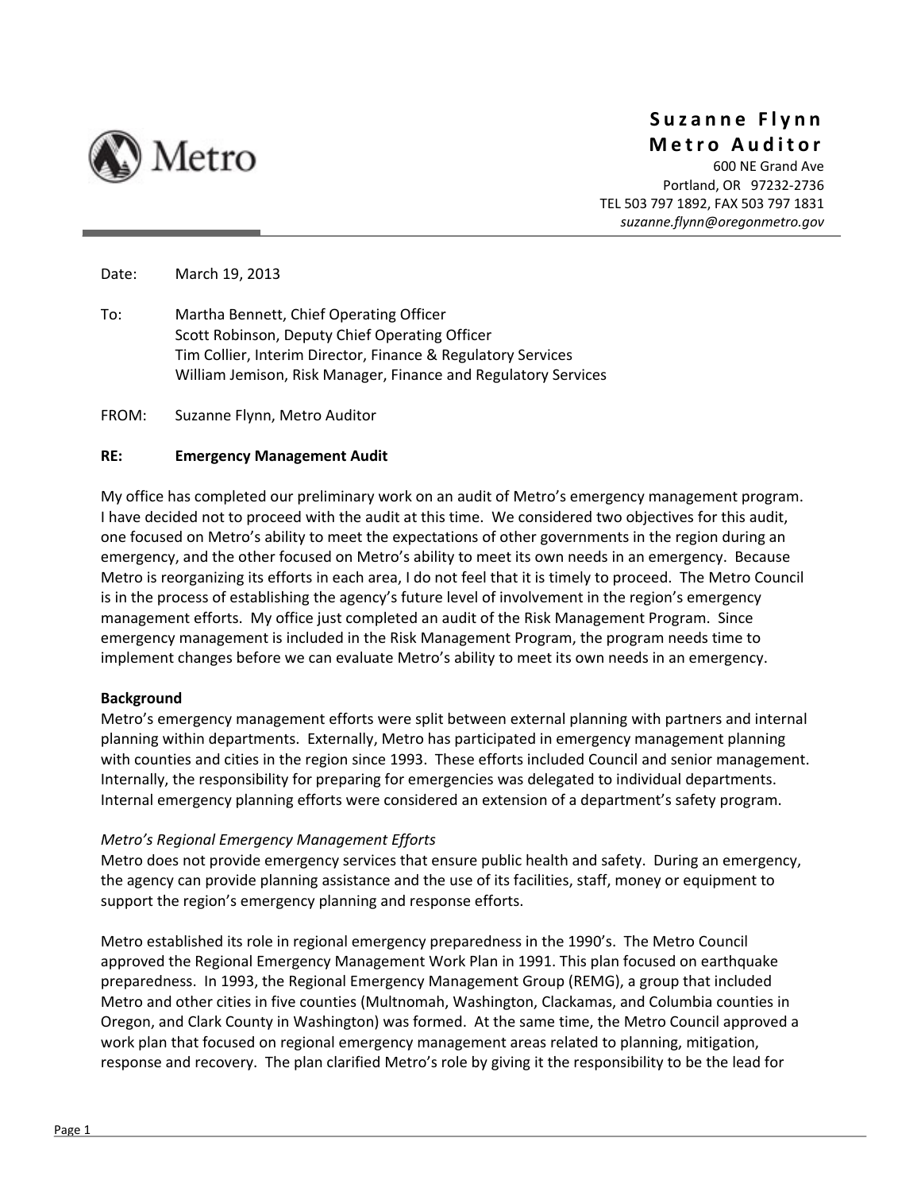Metro

**Suzanne Flynn**
**Metro Auditor**
600 NE Grand Ave
Portland, OR 97232-2736
TEL 503 797 1892, FAX 503 797 1831
*suzanne.flynn@oregonmetro.gov*

Date: March 19, 2013

To: Martha Bennett, Chief Operating Officer
Scott Robinson, Deputy Chief Operating Officer
Tim Collier, Interim Director, Finance & Regulatory Services
William Jemison, Risk Manager, Finance and Regulatory Services

FROM: Suzanne Flynn, Metro Auditor

**RE: Emergency Management Audit**

My office has completed our preliminary work on an audit of Metro's emergency management program. I have decided not to proceed with the audit at this time. We considered two objectives for this audit, one focused on Metro's ability to meet the expectations of other governments in the region during an emergency, and the other focused on Metro's ability to meet its own needs in an emergency. Because Metro is reorganizing its efforts in each area, I do not feel that it is timely to proceed. The Metro Council is in the process of establishing the agency's future level of involvement in the region's emergency management efforts. My office just completed an audit of the Risk Management Program. Since emergency management is included in the Risk Management Program, the program needs time to implement changes before we can evaluate Metro's ability to meet its own needs in an emergency.

**Background**

Metro's emergency management efforts were split between external planning with partners and internal planning within departments. Externally, Metro has participated in emergency management planning with counties and cities in the region since 1993. These efforts included Council and senior management. Internally, the responsibility for preparing for emergencies was delegated to individual departments. Internal emergency planning efforts were considered an extension of a department's safety program.

*Metro's Regional Emergency Management Efforts*

Metro does not provide emergency services that ensure public health and safety. During an emergency, the agency can provide planning assistance and the use of its facilities, staff, money or equipment to support the region's emergency planning and response efforts.

Metro established its role in regional emergency preparedness in the 1990's. The Metro Council approved the Regional Emergency Management Work Plan in 1991. This plan focused on earthquake preparedness. In 1993, the Regional Emergency Management Group (REMG), a group that included Metro and other cities in five counties (Multnomah, Washington, Clackamas, and Columbia counties in Oregon, and Clark County in Washington) was formed. At the same time, the Metro Council approved a work plan that focused on regional emergency management areas related to planning, mitigation, response and recovery. The plan clarified Metro's role by giving it the responsibility to be the lead for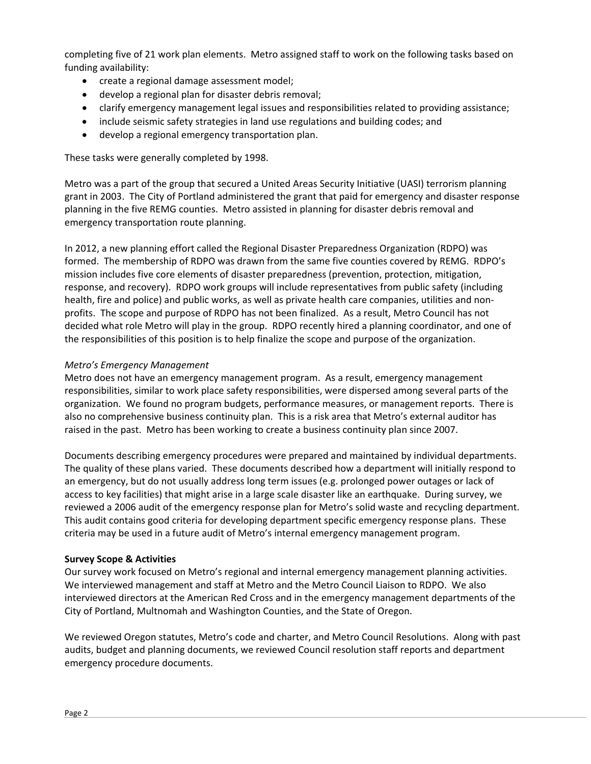completing five of 21 work plan elements. Metro assigned staff to work on the following tasks based on funding availability:

- create a regional damage assessment model;
- develop a regional plan for disaster debris removal;
- clarify emergency management legal issues and responsibilities related to providing assistance;
- include seismic safety strategies in land use regulations and building codes; and
- develop a regional emergency transportation plan.

These tasks were generally completed by 1998.

Metro was a part of the group that secured a United Areas Security Initiative (UASI) terrorism planning grant in 2003. The City of Portland administered the grant that paid for emergency and disaster response planning in the five REMG counties. Metro assisted in planning for disaster debris removal and emergency transportation route planning.

In 2012, a new planning effort called the Regional Disaster Preparedness Organization (RDPO) was formed. The membership of RDPO was drawn from the same five counties covered by REMG. RDPO's mission includes five core elements of disaster preparedness (prevention, protection, mitigation, response, and recovery). RDPO work groups will include representatives from public safety (including health, fire and police) and public works, as well as private health care companies, utilities and non-profits. The scope and purpose of RDPO has not been finalized. As a result, Metro Council has not decided what role Metro will play in the group. RDPO recently hired a planning coordinator, and one of the responsibilities of this position is to help finalize the scope and purpose of the organization.

*Metro's Emergency Management*

Metro does not have an emergency management program. As a result, emergency management responsibilities, similar to work place safety responsibilities, were dispersed among several parts of the organization. We found no program budgets, performance measures, or management reports. There is also no comprehensive business continuity plan. This is a risk area that Metro's external auditor has raised in the past. Metro has been working to create a business continuity plan since 2007.

Documents describing emergency procedures were prepared and maintained by individual departments. The quality of these plans varied. These documents described how a department will initially respond to an emergency, but do not usually address long term issues (e.g. prolonged power outages or lack of access to key facilities) that might arise in a large scale disaster like an earthquake. During survey, we reviewed a 2006 audit of the emergency response plan for Metro's solid waste and recycling department. This audit contains good criteria for developing department specific emergency response plans. These criteria may be used in a future audit of Metro's internal emergency management program.

**Survey Scope & Activities**

Our survey work focused on Metro's regional and internal emergency management planning activities. We interviewed management and staff at Metro and the Metro Council Liaison to RDPO. We also interviewed directors at the American Red Cross and in the emergency management departments of the City of Portland, Multnomah and Washington Counties, and the State of Oregon.

We reviewed Oregon statutes, Metro's code and charter, and Metro Council Resolutions. Along with past audits, budget and planning documents, we reviewed Council resolution staff reports and department emergency procedure documents.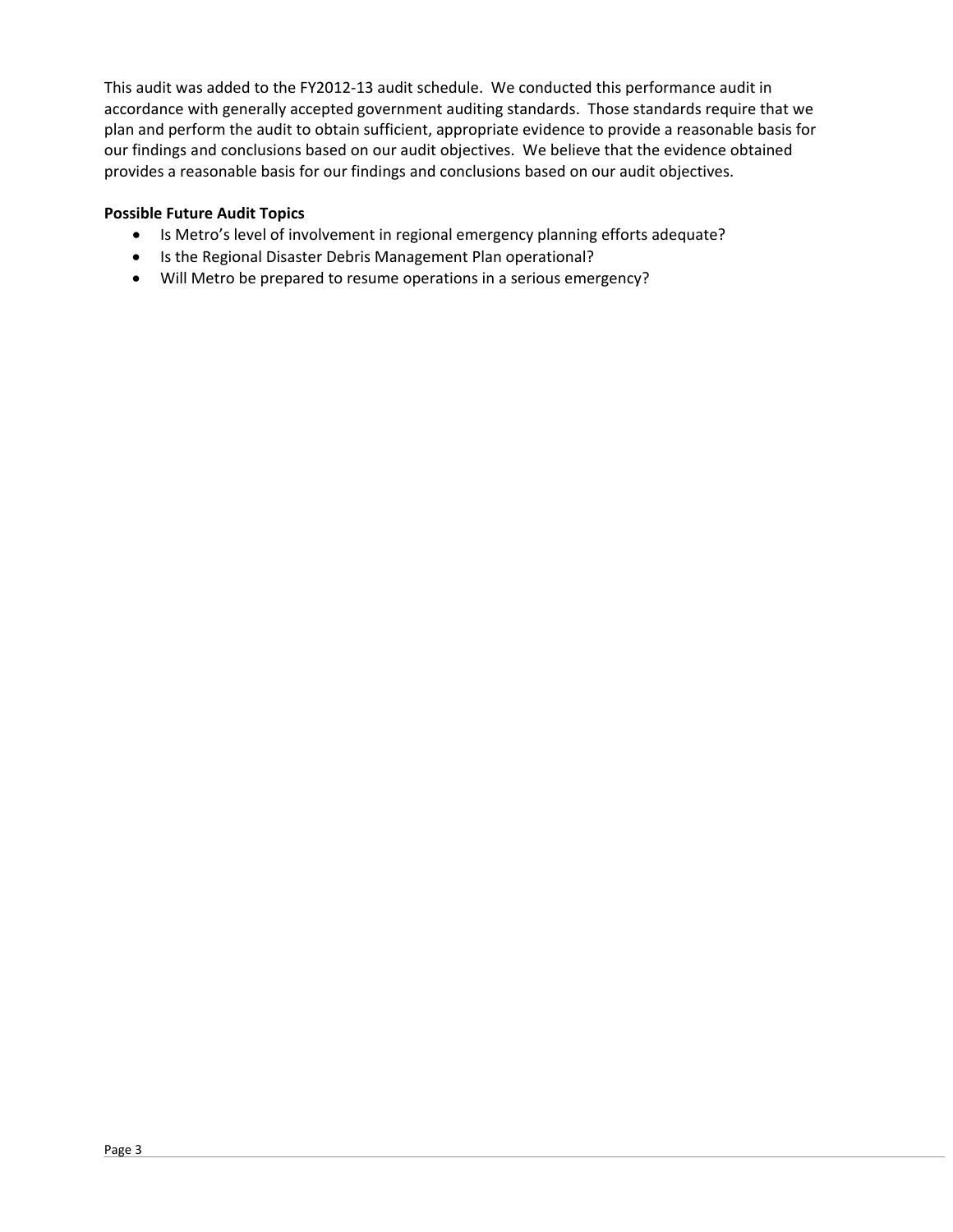This audit was added to the FY2012-13 audit schedule. We conducted this performance audit in accordance with generally accepted government auditing standards. Those standards require that we plan and perform the audit to obtain sufficient, appropriate evidence to provide a reasonable basis for our findings and conclusions based on our audit objectives. We believe that the evidence obtained provides a reasonable basis for our findings and conclusions based on our audit objectives.

**Possible Future Audit Topics**

- Is Metro's level of involvement in regional emergency planning efforts adequate?
- Is the Regional Disaster Debris Management Plan operational?
- Will Metro be prepared to resume operations in a serious emergency?